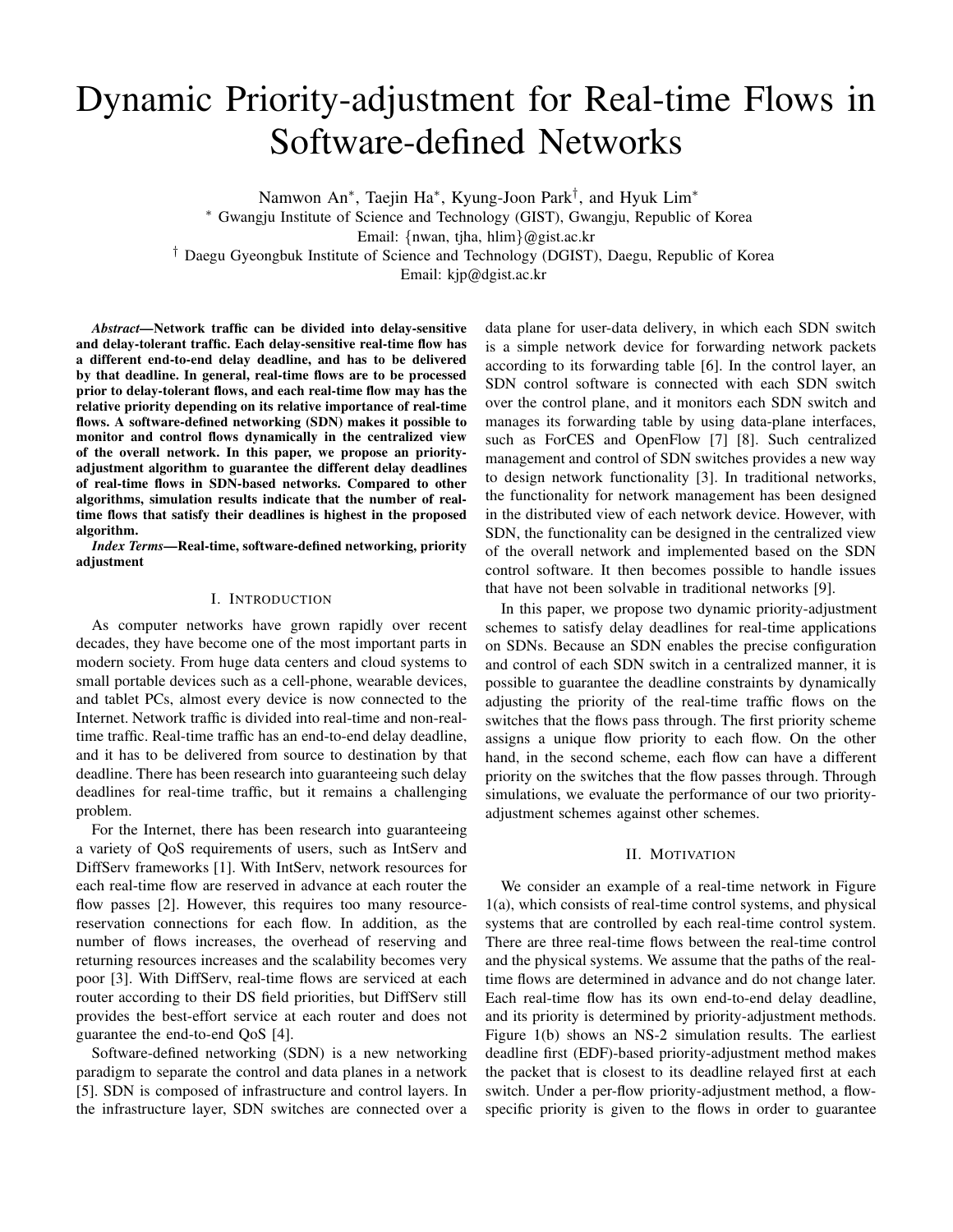# Dynamic Priority-adjustment for Real-time Flows in Software-defined Networks

Namwon An[*], Taejin Ha[*], Kyung-Joon Park[†], and Hyuk Lim[*]

[*] Gwangju Institute of Science and Technology (GIST), Gwangju, Republic of Korea

Email: {nwan, tjha, hlim}@gist.ac.kr

[†] Daegu Gyeongbuk Institute of Science and Technology (DGIST), Daegu, Republic of Korea

Email: kjp@dgist.ac.kr

***Abstract*—Network traffic can be divided into delay-sensitive and delay-tolerant traffic. Each delay-sensitive real-time flow has a different end-to-end delay deadline, and has to be delivered by that deadline. In general, real-time flows are to be processed prior to delay-tolerant flows, and each real-time flow may has the relative priority depending on its relative importance of real-time flows. A software-defined networking (SDN) makes it possible to monitor and control flows dynamically in the centralized view of the overall network. In this paper, we propose an priority-adjustment algorithm to guarantee the different delay deadlines of real-time flows in SDN-based networks. Compared to other algorithms, simulation results indicate that the number of real-time flows that satisfy their deadlines is highest in the proposed algorithm.**

***Index Terms*—Real-time, software-defined networking, priority adjustment**

## I. Introduction

As computer networks have grown rapidly over recent decades, they have become one of the most important parts in modern society. From huge data centers and cloud systems to small portable devices such as a cell-phone, wearable devices, and tablet PCs, almost every device is now connected to the Internet. Network traffic is divided into real-time and non-real-time traffic. Real-time traffic has an end-to-end delay deadline, and it has to be delivered from source to destination by that deadline. There has been research into guaranteeing such delay deadlines for real-time traffic, but it remains a challenging problem.

For the Internet, there has been research into guaranteeing a variety of QoS requirements of users, such as IntServ and DiffServ frameworks [1]. With IntServ, network resources for each real-time flow are reserved in advance at each router the flow passes [2]. However, this requires too many resource-reservation connections for each flow. In addition, as the number of flows increases, the overhead of reserving and returning resources increases and the scalability becomes very poor [3]. With DiffServ, real-time flows are serviced at each router according to their DS field priorities, but DiffServ still provides the best-effort service at each router and does not guarantee the end-to-end QoS [4].

Software-defined networking (SDN) is a new networking paradigm to separate the control and data planes in a network [5]. SDN is composed of infrastructure and control layers. In the infrastructure layer, SDN switches are connected over a data plane for user-data delivery, in which each SDN switch is a simple network device for forwarding network packets according to its forwarding table [6]. In the control layer, an SDN control software is connected with each SDN switch over the control plane, and it monitors each SDN switch and manages its forwarding table by using data-plane interfaces, such as ForCES and OpenFlow [7] [8]. Such centralized management and control of SDN switches provides a new way to design network functionality [3]. In traditional networks, the functionality for network management has been designed in the distributed view of each network device. However, with SDN, the functionality can be designed in the centralized view of the overall network and implemented based on the SDN control software. It then becomes possible to handle issues that have not been solvable in traditional networks [9].

In this paper, we propose two dynamic priority-adjustment schemes to satisfy delay deadlines for real-time applications on SDNs. Because an SDN enables the precise configuration and control of each SDN switch in a centralized manner, it is possible to guarantee the deadline constraints by dynamically adjusting the priority of the real-time traffic flows on the switches that the flows pass through. The first priority scheme assigns a unique flow priority to each flow. On the other hand, in the second scheme, each flow can have a different priority on the switches that the flow passes through. Through simulations, we evaluate the performance of our two priority-adjustment schemes against other schemes.

## II. Motivation

We consider an example of a real-time network in Figure 1(a), which consists of real-time control systems, and physical systems that are controlled by each real-time control system. There are three real-time flows between the real-time control and the physical systems. We assume that the paths of the real-time flows are determined in advance and do not change later. Each real-time flow has its own end-to-end delay deadline, and its priority is determined by priority-adjustment methods. Figure 1(b) shows an NS-2 simulation results. The earliest deadline first (EDF)-based priority-adjustment method makes the packet that is closest to its deadline relayed first at each switch. Under a per-flow priority-adjustment method, a flow-specific priority is given to the flows in order to guarantee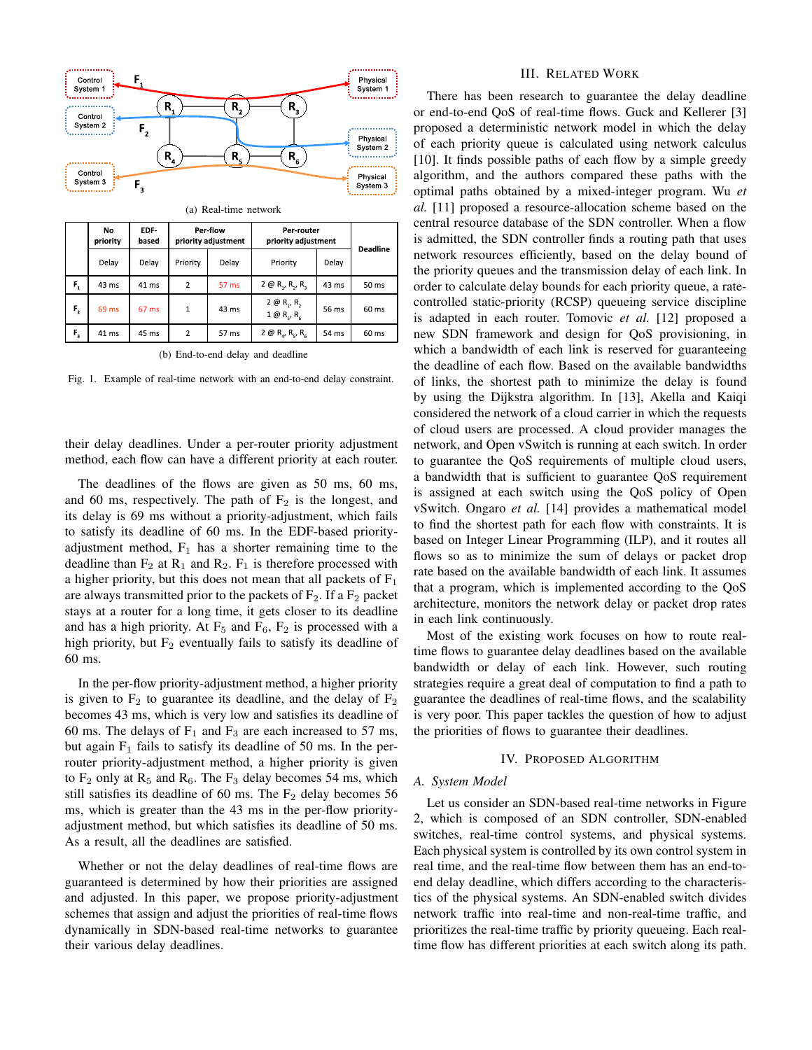(a) Real-time network

|  | No priority | EDF-based | Per-flow priority adjustment |  | Per-router priority adjustment |  | Deadline |
|---|---|---|---|---|---|---|---|
|  | Delay | Delay | Priority | Delay | Priority | Delay |  |
| $F_1$ | 43 ms | 41 ms | 2 | 57 ms | 2 @ $R_1$, $R_2$, $R_3$ | 43 ms | 50 ms |
| $F_2$ | 69 ms | 67 ms | 1 | 43 ms | 2 @ $R_1$, $R_2$; 1 @ $R_5$, $R_6$ | 56 ms | 60 ms |
| $F_3$ | 41 ms | 45 ms | 2 | 57 ms | 2 @ $R_4$, $R_5$, $R_6$ | 54 ms | 60 ms |

(b) End-to-end delay and deadline

Fig. 1. Example of real-time network with an end-to-end delay constraint.

their delay deadlines. Under a per-router priority adjustment method, each flow can have a different priority at each router.

The deadlines of the flows are given as 50 ms, 60 ms, and 60 ms, respectively. The path of $F_2$ is the longest, and its delay is 69 ms without a priority-adjustment, which fails to satisfy its deadline of 60 ms. In the EDF-based priority-adjustment method, $F_1$ has a shorter remaining time to the deadline than $F_2$ at $R_1$ and $R_2$. $F_1$ is therefore processed with a higher priority, but this does not mean that all packets of $F_1$ are always transmitted prior to the packets of $F_2$. If a $F_2$ packet stays at a router for a long time, it gets closer to its deadline and has a high priority. At $F_5$ and $F_6$, $F_2$ is processed with a high priority, but $F_2$ eventually fails to satisfy its deadline of 60 ms.

In the per-flow priority-adjustment method, a higher priority is given to $F_2$ to guarantee its deadline, and the delay of $F_2$ becomes 43 ms, which is very low and satisfies its deadline of 60 ms. The delays of $F_1$ and $F_3$ are each increased to 57 ms, but again $F_1$ fails to satisfy its deadline of 50 ms. In the per-router priority-adjustment method, a higher priority is given to $F_2$ only at $R_5$ and $R_6$. The $F_3$ delay becomes 54 ms, which still satisfies its deadline of 60 ms. The $F_2$ delay becomes 56 ms, which is greater than the 43 ms in the per-flow priority-adjustment method, but which satisfies its deadline of 50 ms. As a result, all the deadlines are satisfied.

Whether or not the delay deadlines of real-time flows are guaranteed is determined by how their priorities are assigned and adjusted. In this paper, we propose priority-adjustment schemes that assign and adjust the priorities of real-time flows dynamically in SDN-based real-time networks to guarantee their various delay deadlines.

# III. Related Work

There has been research to guarantee the delay deadline or end-to-end QoS of real-time flows. Guck and Kellerer [3] proposed a deterministic network model in which the delay of each priority queue is calculated using network calculus [10]. It finds possible paths of each flow by a simple greedy algorithm, and the authors compared these paths with the optimal paths obtained by a mixed-integer program. Wu *et al.* [11] proposed a resource-allocation scheme based on the central resource database of the SDN controller. When a flow is admitted, the SDN controller finds a routing path that uses network resources efficiently, based on the delay bound of the priority queues and the transmission delay of each link. In order to calculate delay bounds for each priority queue, a rate-controlled static-priority (RCSP) queueing service discipline is adapted in each router. Tomovic *et al.* [12] proposed a new SDN framework and design for QoS provisioning, in which a bandwidth of each link is reserved for guaranteeing the deadline of each flow. Based on the available bandwidths of links, the shortest path to minimize the delay is found by using the Dijkstra algorithm. In [13], Akella and Kaiqi considered the network of a cloud carrier in which the requests of cloud users are processed. A cloud provider manages the network, and Open vSwitch is running at each switch. In order to guarantee the QoS requirements of multiple cloud users, a bandwidth that is sufficient to guarantee QoS requirement is assigned at each switch using the QoS policy of Open vSwitch. Ongaro *et al.* [14] provides a mathematical model to find the shortest path for each flow with constraints. It is based on Integer Linear Programming (ILP), and it routes all flows so as to minimize the sum of delays or packet drop rate based on the available bandwidth of each link. It assumes that a program, which is implemented according to the QoS architecture, monitors the network delay or packet drop rates in each link continuously.

Most of the existing work focuses on how to route real-time flows to guarantee delay deadlines based on the available bandwidth or delay of each link. However, such routing strategies require a great deal of computation to find a path to guarantee the deadlines of real-time flows, and the scalability is very poor. This paper tackles the question of how to adjust the priorities of flows to guarantee their deadlines.

# IV. Proposed Algorithm

## A. System Model

Let us consider an SDN-based real-time networks in Figure 2, which is composed of an SDN controller, SDN-enabled switches, real-time control systems, and physical systems. Each physical system is controlled by its own control system in real time, and the real-time flow between them has an end-to-end delay deadline, which differs according to the characteristics of the physical systems. An SDN-enabled switch divides network traffic into real-time and non-real-time traffic, and prioritizes the real-time traffic by priority queueing. Each real-time flow has different priorities at each switch along its path.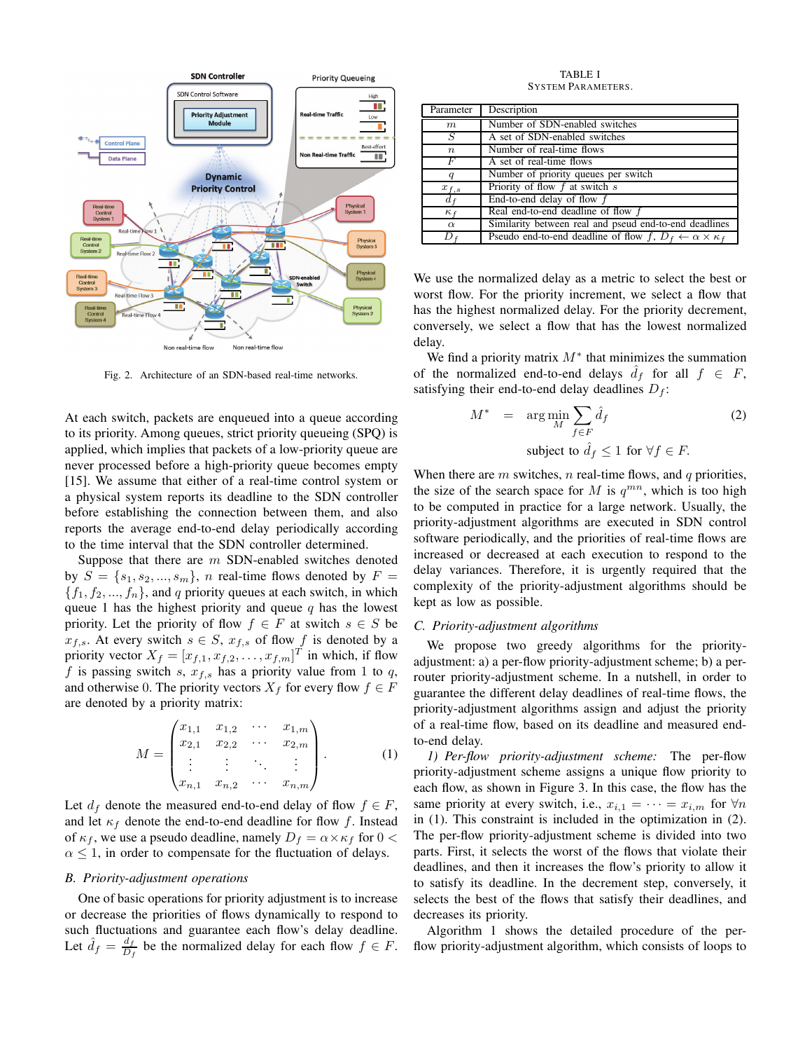Fig. 2. Architecture of an SDN-based real-time networks.

At each switch, packets are enqueued into a queue according to its priority. Among queues, strict priority queueing (SPQ) is applied, which implies that packets of a low-priority queue are never processed before a high-priority queue becomes empty [15]. We assume that either of a real-time control system or a physical system reports its deadline to the SDN controller before establishing the connection between them, and also reports the average end-to-end delay periodically according to the time interval that the SDN controller determined.

Suppose that there are $m$ SDN-enabled switches denoted by $S = \{s_1, s_2, ..., s_m\}$, $n$ real-time flows denoted by $F = \{f_1, f_2, ..., f_n\}$, and $q$ priority queues at each switch, in which queue 1 has the highest priority and queue $q$ has the lowest priority. Let the priority of flow $f \in F$ at switch $s \in S$ be $x_{f,s}$. At every switch $s \in S$, $x_{f,s}$ of flow $f$ is denoted by a priority vector $X_f = [x_{f,1}, x_{f,2}, \ldots, x_{f,m}]^T$ in which, if flow $f$ is passing switch $s$, $x_{f,s}$ has a priority value from 1 to $q$, and otherwise 0. The priority vectors $X_f$ for every flow $f \in F$ are denoted by a priority matrix:

$$M = \begin{pmatrix} x_{1,1} & x_{1,2} & \cdots & x_{1,m} \\ x_{2,1} & x_{2,2} & \cdots & x_{2,m} \\ \vdots & \vdots & \ddots & \vdots \\ x_{n,1} & x_{n,2} & \cdots & x_{n,m} \end{pmatrix}. \quad (1)$$

Let $d_f$ denote the measured end-to-end delay of flow $f \in F$, and let $\kappa_f$ denote the end-to-end deadline for flow $f$. Instead of $\kappa_f$, we use a pseudo deadline, namely $D_f = \alpha \times \kappa_f$ for $0 < \alpha \leq 1$, in order to compensate for the fluctuation of delays.

### B. Priority-adjustment operations

One of basic operations for priority adjustment is to increase or decrease the priorities of flows dynamically to respond to such fluctuations and guarantee each flow's delay deadline. Let $\hat{d}_f = \frac{d_f}{D_f}$ be the normalized delay for each flow $f \in F$.

TABLE I
SYSTEM PARAMETERS.

| Parameter | Description |
|---|---|
| $m$ | Number of SDN-enabled switches |
| $S$ | A set of SDN-enabled switches |
| $n$ | Number of real-time flows |
| $F$ | A set of real-time flows |
| $q$ | Number of priority queues per switch |
| $x_{f,s}$ | Priority of flow $f$ at switch $s$ |
| $d_f$ | End-to-end delay of flow $f$ |
| $\kappa_f$ | Real end-to-end deadline of flow $f$ |
| $\alpha$ | Similarity between real and pseud end-to-end deadlines |
| $D_f$ | Pseudo end-to-end deadline of flow $f$, $D_f \leftarrow \alpha \times \kappa_f$ |

We use the normalized delay as a metric to select the best or worst flow. For the priority increment, we select a flow that has the highest normalized delay. For the priority decrement, conversely, we select a flow that has the lowest normalized delay.

We find a priority matrix $M^*$ that minimizes the summation of the normalized end-to-end delays $\hat{d}_f$ for all $f \in F$, satisfying their end-to-end delay deadlines $D_f$:

$$M^* = \arg\min_{M} \sum_{f \in F} \hat{d}_f \quad (2)$$
$$\text{subject to } \hat{d}_f \leq 1 \text{ for } \forall f \in F.$$

When there are $m$ switches, $n$ real-time flows, and $q$ priorities, the size of the search space for $M$ is $q^{mn}$, which is too high to be computed in practice for a large network. Usually, the priority-adjustment algorithms are executed in SDN control software periodically, and the priorities of real-time flows are increased or decreased at each execution to respond to the delay variances. Therefore, it is urgently required that the complexity of the priority-adjustment algorithms should be kept as low as possible.

### C. Priority-adjustment algorithms

We propose two greedy algorithms for the priority-adjustment: a) a per-flow priority-adjustment scheme; b) a per-router priority-adjustment scheme. In a nutshell, in order to guarantee the different delay deadlines of real-time flows, the priority-adjustment algorithms assign and adjust the priority of a real-time flow, based on its deadline and measured end-to-end delay.

*1) Per-flow priority-adjustment scheme:* The per-flow priority-adjustment scheme assigns a unique flow priority to each flow, as shown in Figure 3. In this case, the flow has the same priority at every switch, i.e., $x_{i,1} = \cdots = x_{i,m}$ for $\forall n$ in (1). This constraint is included in the optimization in (2). The per-flow priority-adjustment scheme is divided into two parts. First, it selects the worst of the flows that violate their deadlines, and then it increases the flow's priority to allow it to satisfy its deadline. In the decrement step, conversely, it selects the best of the flows that satisfy their deadlines, and decreases its priority.

Algorithm 1 shows the detailed procedure of the per-flow priority-adjustment algorithm, which consists of loops to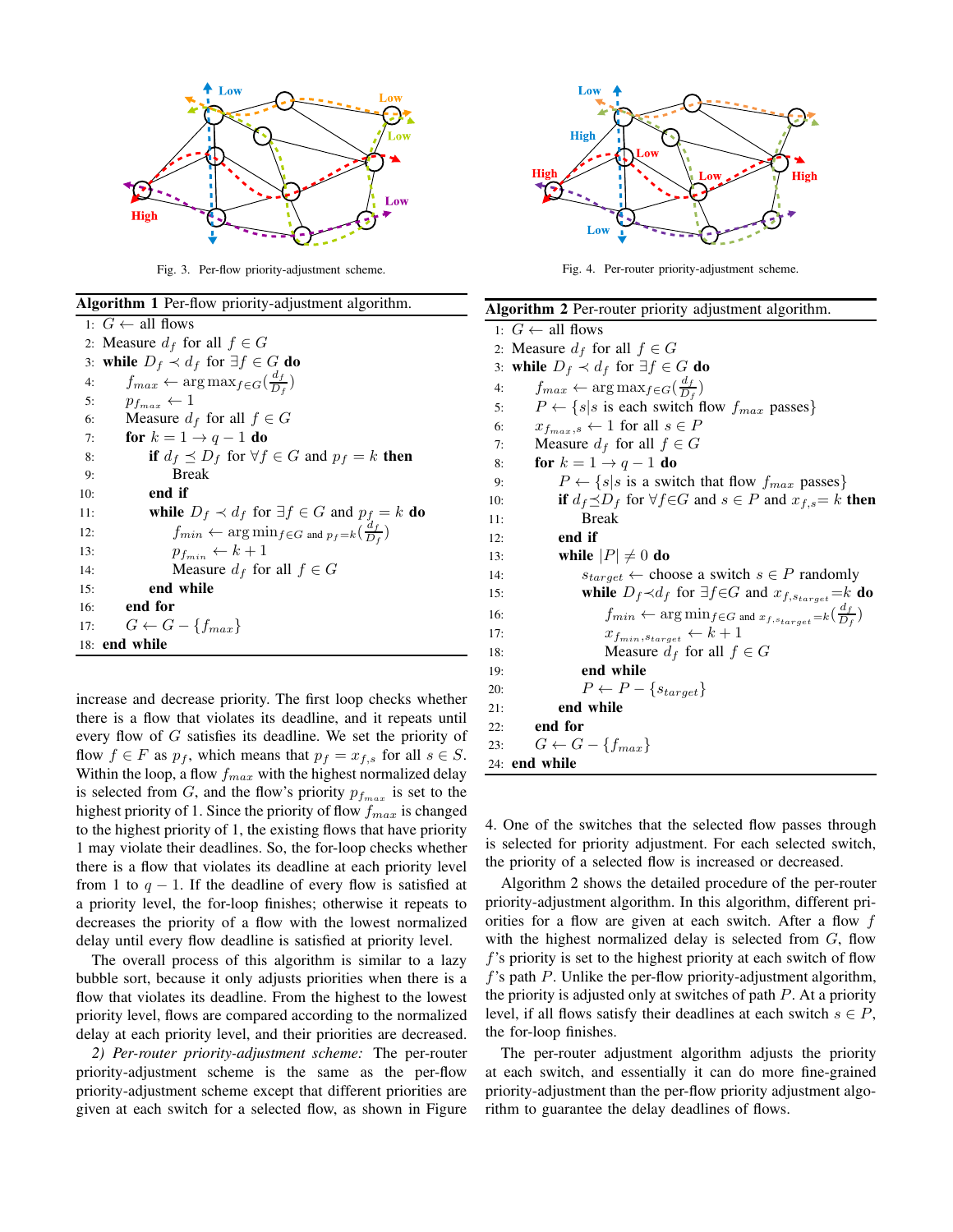Fig. 3. Per-flow priority-adjustment scheme.

Fig. 4. Per-router priority-adjustment scheme.

**Algorithm 1** Per-flow priority-adjustment algorithm.

```
1:  G ← all flows
2:  Measure d_f for all f ∈ G
3:  while D_f ≺ d_f for ∃f ∈ G do
4:      f_max ← arg max_{f∈G}(d_f / D_f)
5:      p_{f_max} ← 1
6:      Measure d_f for all f ∈ G
7:      for k = 1 → q − 1 do
8:          if d_f ⪯ D_f for ∀f ∈ G and p_f = k then
9:              Break
10:         end if
11:         while D_f ≺ d_f for ∃f ∈ G and p_f = k do
12:             f_min ← arg min_{f∈G and p_f=k}(d_f / D_f)
13:             p_{f_min} ← k + 1
14:             Measure d_f for all f ∈ G
15:         end while
16:     end for
17:     G ← G − {f_max}
18: end while
```

**Algorithm 2** Per-router priority adjustment algorithm.

```
1:  G ← all flows
2:  Measure d_f for all f ∈ G
3:  while D_f ≺ d_f for ∃f ∈ G do
4:      f_max ← arg max_{f∈G}(d_f / D_f)
5:      P ← {s|s is each switch flow f_max passes}
6:      x_{f_max,s} ← 1 for all s ∈ P
7:      Measure d_f for all f ∈ G
8:      for k = 1 → q − 1 do
9:          P ← {s|s is a switch that flow f_max passes}
10:         if d_f ⪯ D_f for ∀f∈G and s ∈ P and x_{f,s} = k then
11:             Break
12:         end if
13:         while |P| ≠ 0 do
14:             s_target ← choose a switch s ∈ P randomly
15:             while D_f ≺ d_f for ∃f∈G and x_{f,s_target} = k do
16:                 f_min ← arg min_{f∈G and x_{f,s_target}=k}(d_f / D_f)
17:                 x_{f_min,s_target} ← k + 1
18:                 Measure d_f for all f ∈ G
19:             end while
20:             P ← P − {s_target}
21:         end while
22:     end for
23:     G ← G − {f_max}
24: end while
```

increase and decrease priority. The first loop checks whether there is a flow that violates its deadline, and it repeats until every flow of $G$ satisfies its deadline. We set the priority of flow $f \in F$ as $p_f$, which means that $p_f = x_{f,s}$ for all $s \in S$. Within the loop, a flow $f_{max}$ with the highest normalized delay is selected from $G$, and the flow's priority $p_{f_{max}}$ is set to the highest priority of 1. Since the priority of flow $f_{max}$ is changed to the highest priority of 1, the existing flows that have priority 1 may violate their deadlines. So, the for-loop checks whether there is a flow that violates its deadline at each priority level from 1 to $q-1$. If the deadline of every flow is satisfied at a priority level, the for-loop finishes; otherwise it repeats to decreases the priority of a flow with the lowest normalized delay until every flow deadline is satisfied at priority level.

The overall process of this algorithm is similar to a lazy bubble sort, because it only adjusts priorities when there is a flow that violates its deadline. From the highest to the lowest priority level, flows are compared according to the normalized delay at each priority level, and their priorities are decreased.

*2) Per-router priority-adjustment scheme:* The per-router priority-adjustment scheme is the same as the per-flow priority-adjustment scheme except that different priorities are given at each switch for a selected flow, as shown in Figure 4. One of the switches that the selected flow passes through is selected for priority adjustment. For each selected switch, the priority of a selected flow is increased or decreased.

Algorithm 2 shows the detailed procedure of the per-router priority-adjustment algorithm. In this algorithm, different priorities for a flow are given at each switch. After a flow $f$ with the highest normalized delay is selected from $G$, flow $f$'s priority is set to the highest priority at each switch of flow $f$'s path $P$. Unlike the per-flow priority-adjustment algorithm, the priority is adjusted only at switches of path $P$. At a priority level, if all flows satisfy their deadlines at each switch $s \in P$, the for-loop finishes.

The per-router adjustment algorithm adjusts the priority at each switch, and essentially it can do more fine-grained priority-adjustment than the per-flow priority adjustment algorithm to guarantee the delay deadlines of flows.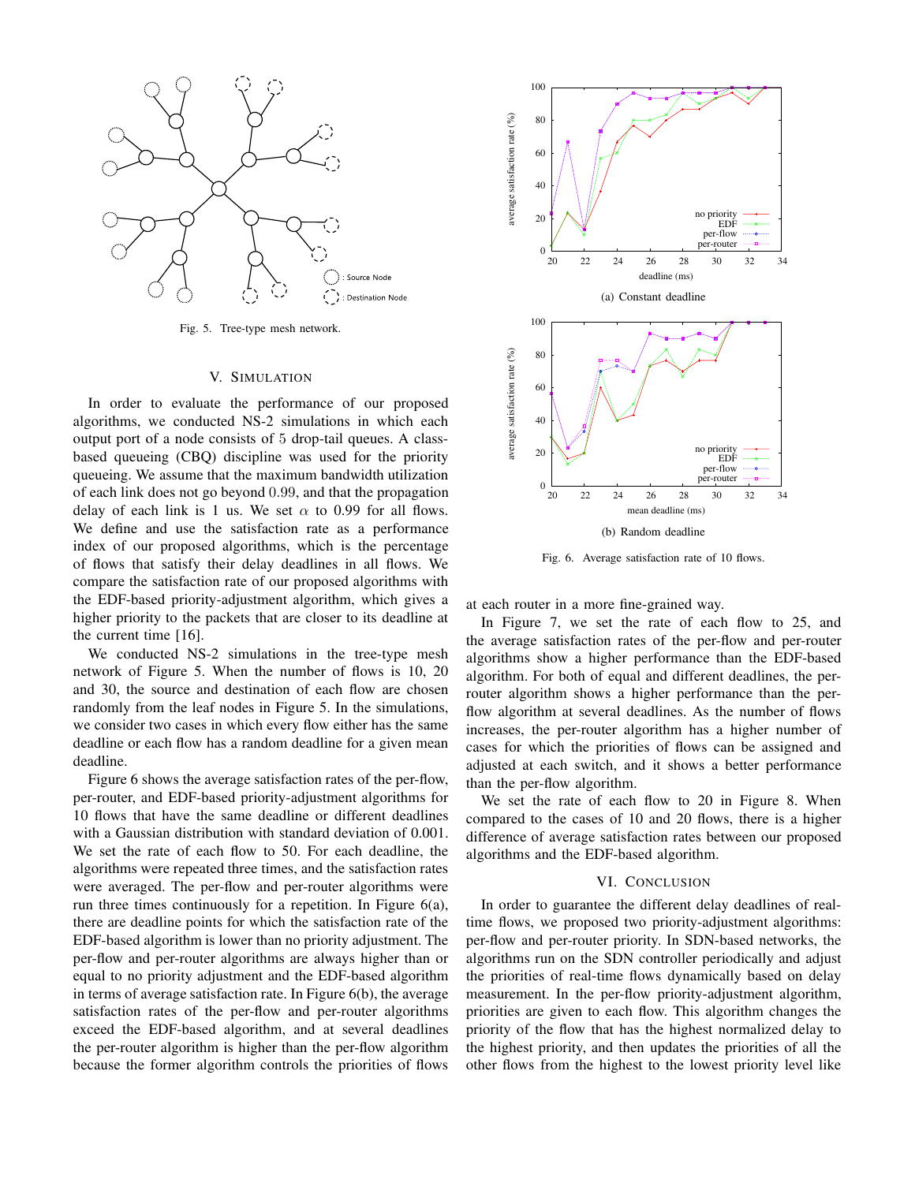Fig. 5. Tree-type mesh network.

## V. Simulation

In order to evaluate the performance of our proposed algorithms, we conducted NS-2 simulations in which each output port of a node consists of 5 drop-tail queues. A class-based queueing (CBQ) discipline was used for the priority queueing. We assume that the maximum bandwidth utilization of each link does not go beyond 0.99, and that the propagation delay of each link is 1 us. We set $\alpha$ to 0.99 for all flows. We define and use the satisfaction rate as a performance index of our proposed algorithms, which is the percentage of flows that satisfy their delay deadlines in all flows. We compare the satisfaction rate of our proposed algorithms with the EDF-based priority-adjustment algorithm, which gives a higher priority to the packets that are closer to its deadline at the current time [16].

We conducted NS-2 simulations in the tree-type mesh network of Figure 5. When the number of flows is 10, 20 and 30, the source and destination of each flow are chosen randomly from the leaf nodes in Figure 5. In the simulations, we consider two cases in which every flow either has the same deadline or each flow has a random deadline for a given mean deadline.

Figure 6 shows the average satisfaction rates of the per-flow, per-router, and EDF-based priority-adjustment algorithms for 10 flows that have the same deadline or different deadlines with a Gaussian distribution with standard deviation of 0.001. We set the rate of each flow to 50. For each deadline, the algorithms were repeated three times, and the satisfaction rates were averaged. The per-flow and per-router algorithms were run three times continuously for a repetition. In Figure 6(a), there are deadline points for which the satisfaction rate of the EDF-based algorithm is lower than no priority adjustment. The per-flow and per-router algorithms are always higher than or equal to no priority adjustment and the EDF-based algorithm in terms of average satisfaction rate. In Figure 6(b), the average satisfaction rates of the per-flow and per-router algorithms exceed the EDF-based algorithm, and at several deadlines the per-router algorithm is higher than the per-flow algorithm because the former algorithm controls the priorities of flows at each router in a more fine-grained way.

(a) Constant deadline

(b) Random deadline

Fig. 6. Average satisfaction rate of 10 flows.

In Figure 7, we set the rate of each flow to 25, and the average satisfaction rates of the per-flow and per-router algorithms show a higher performance than the EDF-based algorithm. For both of equal and different deadlines, the per-router algorithm shows a higher performance than the per-flow algorithm at several deadlines. As the number of flows increases, the per-router algorithm has a higher number of cases for which the priorities of flows can be assigned and adjusted at each switch, and it shows a better performance than the per-flow algorithm.

We set the rate of each flow to 20 in Figure 8. When compared to the cases of 10 and 20 flows, there is a higher difference of average satisfaction rates between our proposed algorithms and the EDF-based algorithm.

## VI. Conclusion

In order to guarantee the different delay deadlines of real-time flows, we proposed two priority-adjustment algorithms: per-flow and per-router priority. In SDN-based networks, the algorithms run on the SDN controller periodically and adjust the priorities of real-time flows dynamically based on delay measurement. In the per-flow priority-adjustment algorithm, priorities are given to each flow. This algorithm changes the priority of the flow that has the highest normalized delay to the highest priority, and then updates the priorities of all the other flows from the highest to the lowest priority level like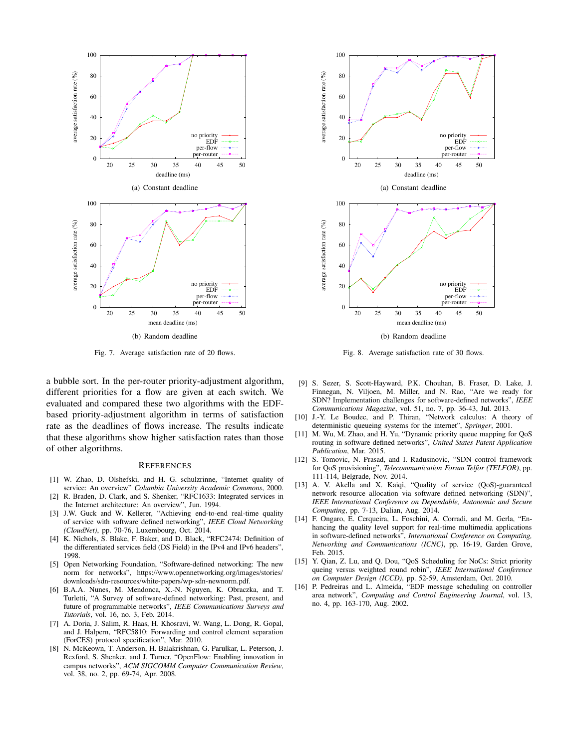100
80
60
40
20
0
average satisfaction rate (%)
20 25 30 35 40 45 50
deadline (ms)
no priority
EDF
per-flow
per-router

(a) Constant deadline

100
80
60
40
20
0
average satisfaction rate (%)
20 25 30 35 40 45 50
mean deadline (ms)
no priority
EDF
per-flow
per-router

(b) Random deadline

Fig. 7. Average satisfaction rate of 20 flows.

100
80
60
40
20
0
average satisfaction rate (%)
20 25 30 35 40 45 50
deadline (ms)
no priority
EDF
per-flow
per-router

(a) Constant deadline

100
80
60
40
20
0
average satisfaction rate (%)
20 25 30 35 40 45 50
mean deadline (ms)
no priority
EDF
per-flow
per-router

(b) Random deadline

Fig. 8. Average satisfaction rate of 30 flows.

a bubble sort. In the per-router priority-adjustment algorithm, different priorities for a flow are given at each switch. We evaluated and compared these two algorithms with the EDF-based priority-adjustment algorithm in terms of satisfaction rate as the deadlines of flows increase. The results indicate that these algorithms show higher satisfaction rates than those of other algorithms.

## References

[1] W. Zhao, D. Olshefski, and H. G. schulzrinne, "Internet quality of service: An overview" *Columbia University Academic Commons*, 2000.

[2] R. Braden, D. Clark, and S. Shenker, "RFC1633: Integrated services in the Internet architecture: An overview", Jun. 1994.

[3] J.W. Guck and W. Kellerer, "Achieving end-to-end real-time quality of service with software defined networking", *IEEE Cloud Networking (CloudNet)*, pp. 70-76, Luxembourg, Oct. 2014.

[4] K. Nichols, S. Blake, F. Baker, and D. Black, "RFC2474: Definition of the differentiated services field (DS Field) in the IPv4 and IPv6 headers", 1998.

[5] Open Networking Foundation, "Software-defined networking: The new norm for networks", https://www.opennetworking.org/images/stories/downloads/sdn-resources/white-papers/wp-sdn-newnorm.pdf.

[6] B.A.A. Nunes, M. Mendonca, X.-N. Nguyen, K. Obraczka, and T. Turletti, "A Survey of software-defined networking: Past, present, and future of programmable networks", *IEEE Communications Surveys and Tutorials*, vol. 16, no. 3, Feb. 2014.

[7] A. Doria, J. Salim, R. Haas, H. Khosravi, W. Wang, L. Dong, R. Gopal, and J. Halpern, "RFC5810: Forwarding and control element separation (ForCES) protocol specification", Mar. 2010.

[8] N. McKeown, T. Anderson, H. Balakrishnan, G. Parulkar, L. Peterson, J. Rexford, S. Shenker, and J. Turner, "OpenFlow: Enabling innovation in campus networks", *ACM SIGCOMM Computer Communication Review*, vol. 38, no. 2, pp. 69-74, Apr. 2008.

[9] S. Sezer, S. Scott-Hayward, P.K. Chouhan, B. Fraser, D. Lake, J. Finnegan, N. Viljoen, M. Miller, and N. Rao, "Are we ready for SDN? Implementation challenges for software-defined networks", *IEEE Communications Magazine*, vol. 51, no. 7, pp. 36-43, Jul. 2013.

[10] J.-Y. Le Boudec, and P. Thiran, "Network calculus: A theory of deterministic queueing systems for the internet", *Springer*, 2001.

[11] M. Wu, M. Zhao, and H. Yu, "Dynamic priority queue mapping for QoS routing in software defined networks", *United States Patent Application Publication*, Mar. 2015.

[12] S. Tomovic, N. Prasad, and I. Radusinovic, "SDN control framework for QoS provisioning", *Telecommunication Forum Telfor (TELFOR)*, pp. 111-114, Belgrade, Nov. 2014.

[13] A. V. Akella and X. Kaiqi, "Quality of service (QoS)-guaranteed network resource allocation via software defined networking (SDN)", *IEEE International Conference on Dependable, Autonomic and Secure Computing*, pp. 7-13, Dalian, Aug. 2014.

[14] F. Ongaro, E. Cerqueira, L. Foschini, A. Corradi, and M. Gerla, "Enhancing the quality level support for real-time multimedia applications in software-defined networks", *International Conference on Computing, Networking and Communications (ICNC)*, pp. 16-19, Garden Grove, Feb. 2015.

[15] Y. Qian, Z. Lu, and Q. Dou, "QoS Scheduling for NoCs: Strict priority queing versus weighted round robin", *IEEE International Conference on Computer Design (ICCD)*, pp. 52-59, Amsterdam, Oct. 2010.

[16] P. Pedreiras and L. Almeida, "EDF message scheduling on controller area network", *Computing and Control Engineering Journal*, vol. 13, no. 4, pp. 163-170, Aug. 2002.